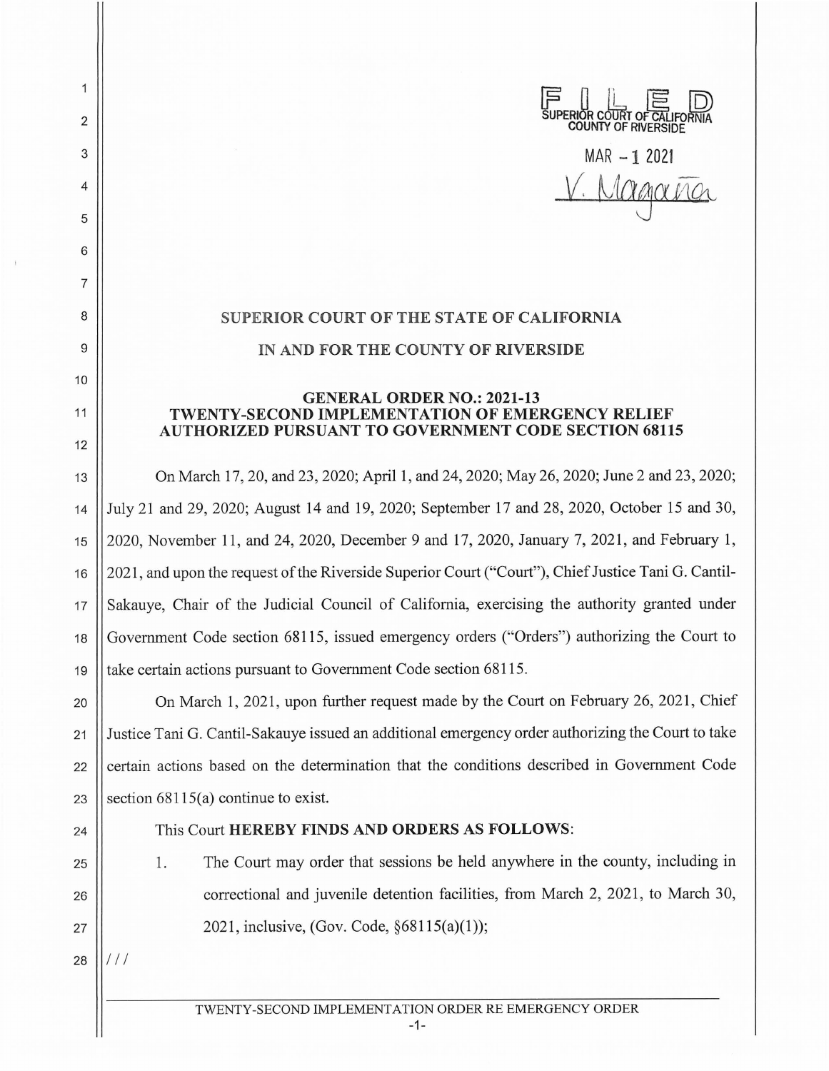FILED
SUPERIOR COURT OF CALIFORNIA
COUNTY OF RIVERSIDE

MAR - 1 2021

V. Magaña

# SUPERIOR COURT OF THE STATE OF CALIFORNIA

# IN AND FOR THE COUNTY OF RIVERSIDE

## GENERAL ORDER NO.: 2021-13
## TWENTY-SECOND IMPLEMENTATION OF EMERGENCY RELIEF AUTHORIZED PURSUANT TO GOVERNMENT CODE SECTION 68115

On March 17, 20, and 23, 2020; April 1, and 24, 2020; May 26, 2020; June 2 and 23, 2020; July 21 and 29, 2020; August 14 and 19, 2020; September 17 and 28, 2020, October 15 and 30, 2020, November 11, and 24, 2020, December 9 and 17, 2020, January 7, 2021, and February 1, 2021, and upon the request of the Riverside Superior Court ("Court"), Chief Justice Tani G. Cantil-Sakauye, Chair of the Judicial Council of California, exercising the authority granted under Government Code section 68115, issued emergency orders ("Orders") authorizing the Court to take certain actions pursuant to Government Code section 68115.

On March 1, 2021, upon further request made by the Court on February 26, 2021, Chief Justice Tani G. Cantil-Sakauye issued an additional emergency order authorizing the Court to take certain actions based on the determination that the conditions described in Government Code section 68115(a) continue to exist.

This Court **HEREBY FINDS AND ORDERS AS FOLLOWS**:

1. The Court may order that sessions be held anywhere in the county, including in correctional and juvenile detention facilities, from March 2, 2021, to March 30, 2021, inclusive, (Gov. Code, §68115(a)(1));

///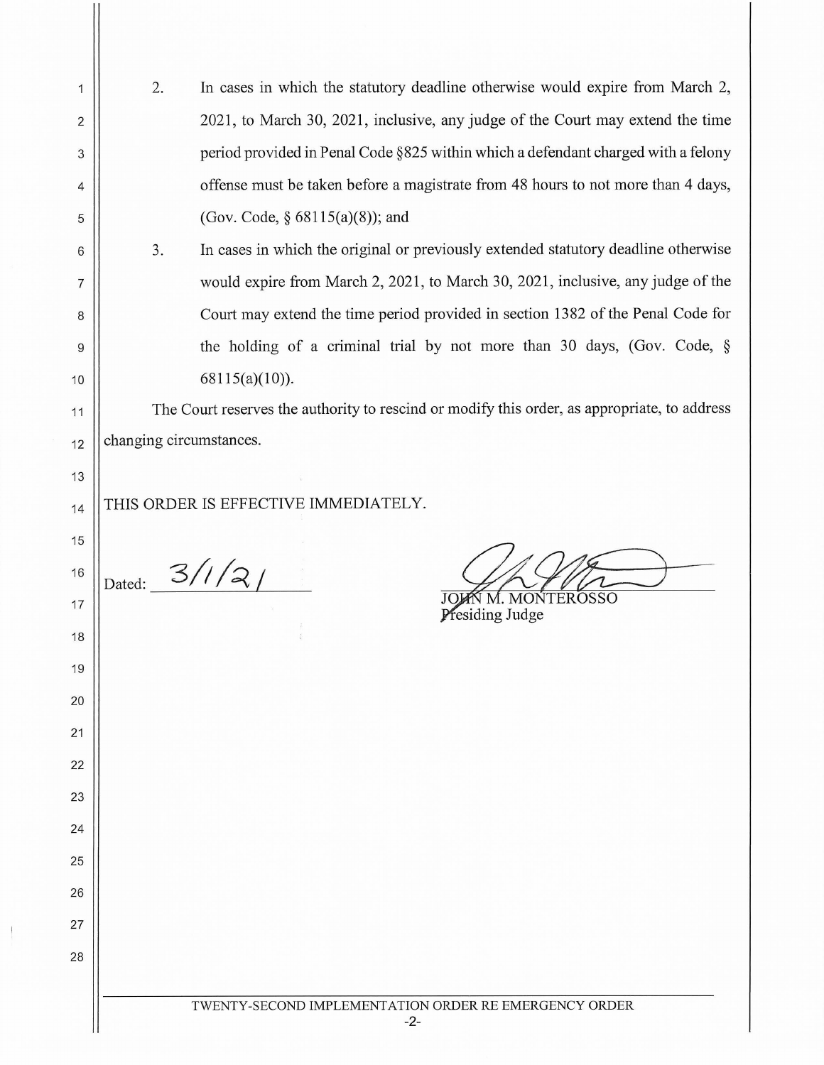2. In cases in which the statutory deadline otherwise would expire from March 2, 2021, to March 30, 2021, inclusive, any judge of the Court may extend the time period provided in Penal Code §825 within which a defendant charged with a felony offense must be taken before a magistrate from 48 hours to not more than 4 days, (Gov. Code, § 68115(a)(8)); and

3. In cases in which the original or previously extended statutory deadline otherwise would expire from March 2, 2021, to March 30, 2021, inclusive, any judge of the Court may extend the time period provided in section 1382 of the Penal Code for the holding of a criminal trial by not more than 30 days, (Gov. Code, § 68115(a)(10)).

The Court reserves the authority to rescind or modify this order, as appropriate, to address changing circumstances.

THIS ORDER IS EFFECTIVE IMMEDIATELY.

Dated: 3/1/21

JOHN M. MONTEROSSO
Presiding Judge

TWENTY-SECOND IMPLEMENTATION ORDER RE EMERGENCY ORDER